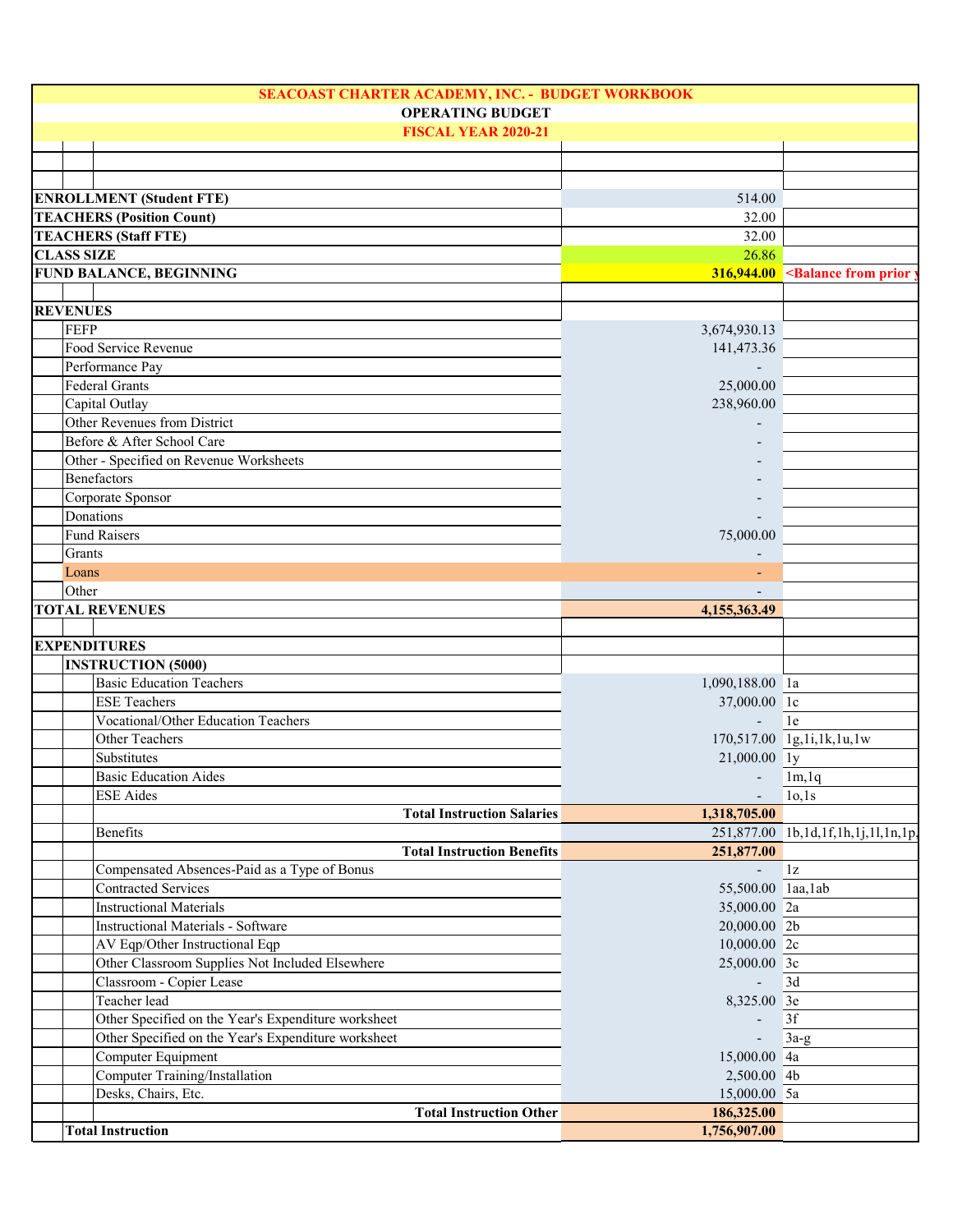**SEACOAST CHARTER ACADEMY, INC. - BUDGET WORKBOOK**

**OPERATING BUDGET**

**FISCAL YEAR 2020-21**

| | | |
|---|---|---|
| **ENROLLMENT (Student FTE)** | 514.00 | |
| **TEACHERS (Position Count)** | 32.00 | |
| **TEACHERS (Staff FTE)** | 32.00 | |
| **CLASS SIZE** | 26.86 | |
| **FUND BALANCE, BEGINNING** | **316,944.00** | **<Balance from prior y** |
| | | |
| **REVENUES** | | |
| FEFP | 3,674,930.13 | |
| Food Service Revenue | 141,473.36 | |
| Performance Pay | - | |
| Federal Grants | 25,000.00 | |
| Capital Outlay | 238,960.00 | |
| Other Revenues from District | - | |
| Before & After School Care | - | |
| Other - Specified on Revenue Worksheets | - | |
| Benefactors | - | |
| Corporate Sponsor | - | |
| Donations | - | |
| Fund Raisers | 75,000.00 | |
| Grants | - | |
| Loans | - | |
| Other | - | |
| **TOTAL REVENUES** | **4,155,363.49** | |
| | | |
| **EXPENDITURES** | | |
| **INSTRUCTION (5000)** | | |
| Basic Education Teachers | 1,090,188.00 | 1a |
| ESE Teachers | 37,000.00 | 1c |
| Vocational/Other Education Teachers | - | 1e |
| Other Teachers | 170,517.00 | 1g,1i,1k,1u,1w |
| Substitutes | 21,000.00 | 1y |
| Basic Education Aides | - | 1m,1q |
| ESE Aides | - | 1o,1s |
| **Total Instruction Salaries** | **1,318,705.00** | |
| Benefits | 251,877.00 | 1b,1d,1f,1h,1j,1l,1n,1p, |
| **Total Instruction Benefits** | **251,877.00** | |
| Compensated Absences-Paid as a Type of Bonus | - | 1z |
| Contracted Services | 55,500.00 | 1aa,1ab |
| Instructional Materials | 35,000.00 | 2a |
| Instructional Materials - Software | 20,000.00 | 2b |
| AV Eqp/Other Instructional Eqp | 10,000.00 | 2c |
| Other Classroom Supplies Not Included Elsewhere | 25,000.00 | 3c |
| Classroom - Copier Lease | - | 3d |
| Teacher lead | 8,325.00 | 3e |
| Other Specified on the Year's Expenditure worksheet | - | 3f |
| Other Specified on the Year's Expenditure worksheet | - | 3a-g |
| Computer Equipment | 15,000.00 | 4a |
| Computer Training/Installation | 2,500.00 | 4b |
| Desks, Chairs, Etc. | 15,000.00 | 5a |
| **Total Instruction Other** | **186,325.00** | |
| **Total Instruction** | **1,756,907.00** | |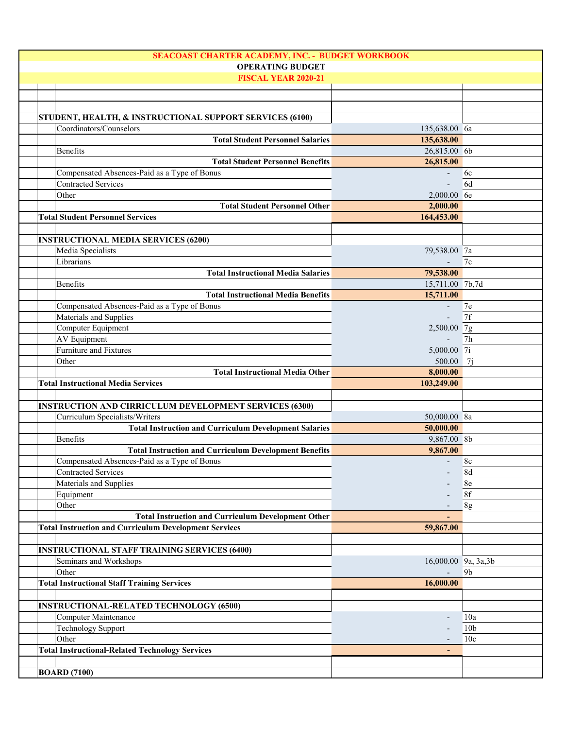**SEACOAST CHARTER ACADEMY, INC. - BUDGET WORKBOOK**

**OPERATING BUDGET**

**FISCAL YEAR 2020-21**

| Description | Amount | Ref |
|---|---|---|
| **STUDENT, HEALTH, & INSTRUCTIONAL SUPPORT SERVICES (6100)** | | |
| Coordinators/Counselors | 135,638.00 | 6a |
| **Total Student Personnel Salaries** | **135,638.00** | |
| Benefits | 26,815.00 | 6b |
| **Total Student Personnel Benefits** | **26,815.00** | |
| Compensated Absences-Paid as a Type of Bonus | - | 6c |
| Contracted Services | - | 6d |
| Other | 2,000.00 | 6e |
| **Total Student Personnel Other** | **2,000.00** | |
| **Total Student Personnel Services** | **164,453.00** | |
| | | |
| **INSTRUCTIONAL MEDIA SERVICES (6200)** | | |
| Media Specialists | 79,538.00 | 7a |
| Librarians | - | 7c |
| **Total Instructional Media Salaries** | **79,538.00** | |
| Benefits | 15,711.00 | 7b,7d |
| **Total Instructional Media Benefits** | **15,711.00** | |
| Compensated Absences-Paid as a Type of Bonus | - | 7e |
| Materials and Supplies | - | 7f |
| Computer Equipment | 2,500.00 | 7g |
| AV Equipment | - | 7h |
| Furniture and Fixtures | 5,000.00 | 7i |
| Other | 500.00 | 7j |
| **Total Instructional Media Other** | **8,000.00** | |
| **Total Instructional Media Services** | **103,249.00** | |
| | | |
| **INSTRUCTION AND CIRRICULUM DEVELOPMENT SERVICES (6300)** | | |
| Curriculum Specialists/Writers | 50,000.00 | 8a |
| **Total Instruction and Curriculum Development Salaries** | **50,000.00** | |
| Benefits | 9,867.00 | 8b |
| **Total Instruction and Curriculum Development Benefits** | **9,867.00** | |
| Compensated Absences-Paid as a Type of Bonus | - | 8c |
| Contracted Services | - | 8d |
| Materials and Supplies | - | 8e |
| Equipment | - | 8f |
| Other | - | 8g |
| **Total Instruction and Curriculum Development Other** | **-** | |
| **Total Instruction and Curriculum Development Services** | **59,867.00** | |
| | | |
| **INSTRUCTIONAL STAFF TRAINING SERVICES (6400)** | | |
| Seminars and Workshops | 16,000.00 | 9a, 3a,3b |
| Other | - | 9b |
| **Total Instructional Staff Training Services** | **16,000.00** | |
| | | |
| **INSTRUCTIONAL-RELATED TECHNOLOGY (6500)** | | |
| Computer Maintenance | - | 10a |
| Technology Support | - | 10b |
| Other | - | 10c |
| **Total Instructional-Related Technology Services** | **-** | |
| | | |
| **BOARD (7100)** | | |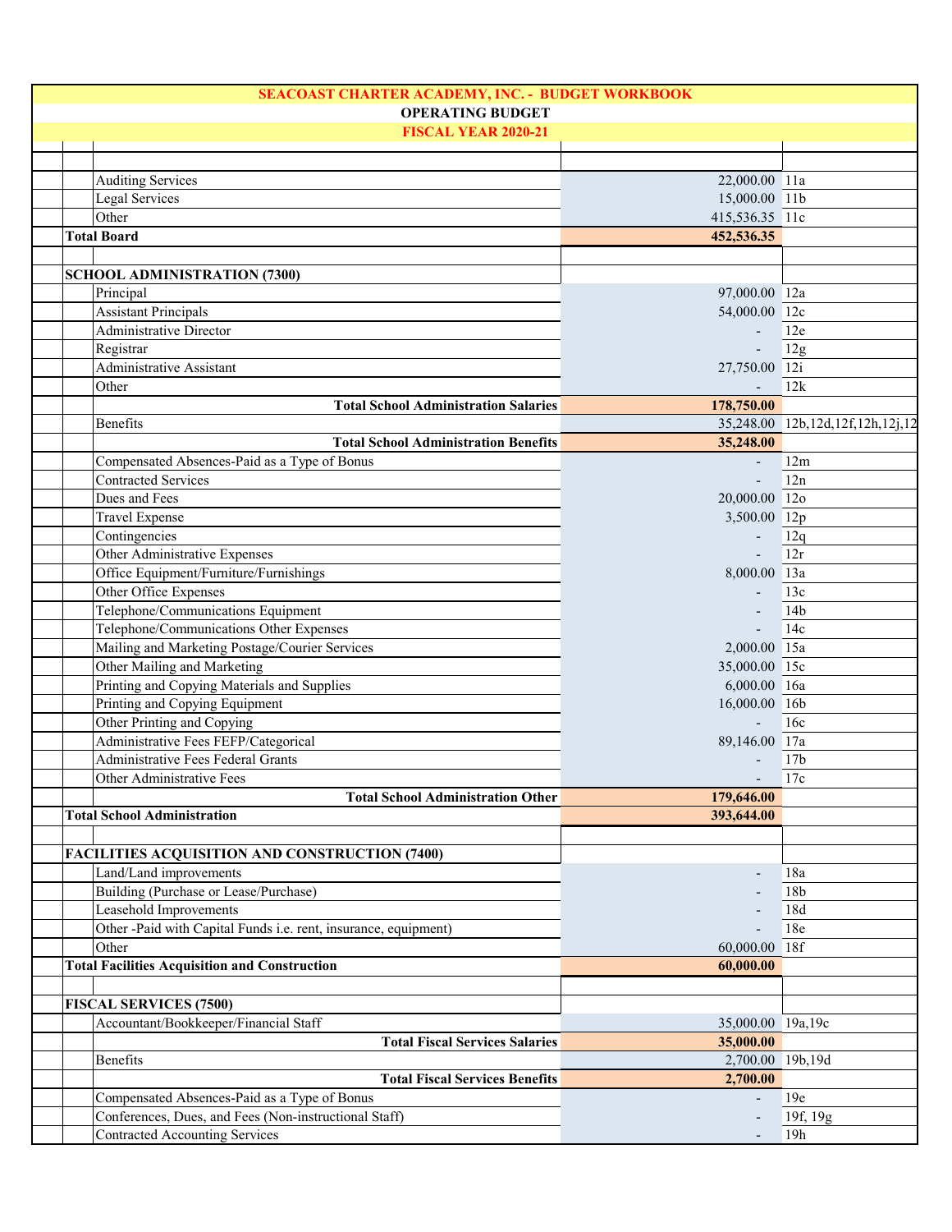**SEACOAST CHARTER ACADEMY, INC. - BUDGET WORKBOOK**

**OPERATING BUDGET**

**FISCAL YEAR 2020-21**

| Item | Amount | Ref |
|---|---|---|
| Auditing Services | 22,000.00 | 11a |
| Legal Services | 15,000.00 | 11b |
| Other | 415,536.35 | 11c |
| **Total Board** | **452,536.35** | |
| | | |
| **SCHOOL ADMINISTRATION (7300)** | | |
| Principal | 97,000.00 | 12a |
| Assistant Principals | 54,000.00 | 12c |
| Administrative Director | - | 12e |
| Registrar | - | 12g |
| Administrative Assistant | 27,750.00 | 12i |
| Other | - | 12k |
| **Total School Administration Salaries** | **178,750.00** | |
| Benefits | 35,248.00 | 12b,12d,12f,12h,12j,12 |
| **Total School Administration Benefits** | **35,248.00** | |
| Compensated Absences-Paid as a Type of Bonus | - | 12m |
| Contracted Services | - | 12n |
| Dues and Fees | 20,000.00 | 12o |
| Travel Expense | 3,500.00 | 12p |
| Contingencies | - | 12q |
| Other Administrative Expenses | - | 12r |
| Office Equipment/Furniture/Furnishings | 8,000.00 | 13a |
| Other Office Expenses | - | 13c |
| Telephone/Communications Equipment | - | 14b |
| Telephone/Communications Other Expenses | - | 14c |
| Mailing and Marketing Postage/Courier Services | 2,000.00 | 15a |
| Other Mailing and Marketing | 35,000.00 | 15c |
| Printing and Copying Materials and Supplies | 6,000.00 | 16a |
| Printing and Copying Equipment | 16,000.00 | 16b |
| Other Printing and Copying | - | 16c |
| Administrative Fees FEFP/Categorical | 89,146.00 | 17a |
| Administrative Fees Federal Grants | - | 17b |
| Other Administrative Fees | - | 17c |
| **Total School Administration Other** | **179,646.00** | |
| **Total School Administration** | **393,644.00** | |
| | | |
| **FACILITIES ACQUISITION AND CONSTRUCTION (7400)** | | |
| Land/Land improvements | - | 18a |
| Building (Purchase or Lease/Purchase) | - | 18b |
| Leasehold Improvements | - | 18d |
| Other -Paid with Capital Funds i.e. rent, insurance, equipment) | - | 18e |
| Other | 60,000.00 | 18f |
| **Total Facilities Acquisition and Construction** | **60,000.00** | |
| | | |
| **FISCAL SERVICES (7500)** | | |
| Accountant/Bookkeeper/Financial Staff | 35,000.00 | 19a,19c |
| **Total Fiscal Services Salaries** | **35,000.00** | |
| Benefits | 2,700.00 | 19b,19d |
| **Total Fiscal Services Benefits** | **2,700.00** | |
| Compensated Absences-Paid as a Type of Bonus | - | 19e |
| Conferences, Dues, and Fees (Non-instructional Staff) | - | 19f, 19g |
| Contracted Accounting Services | - | 19h |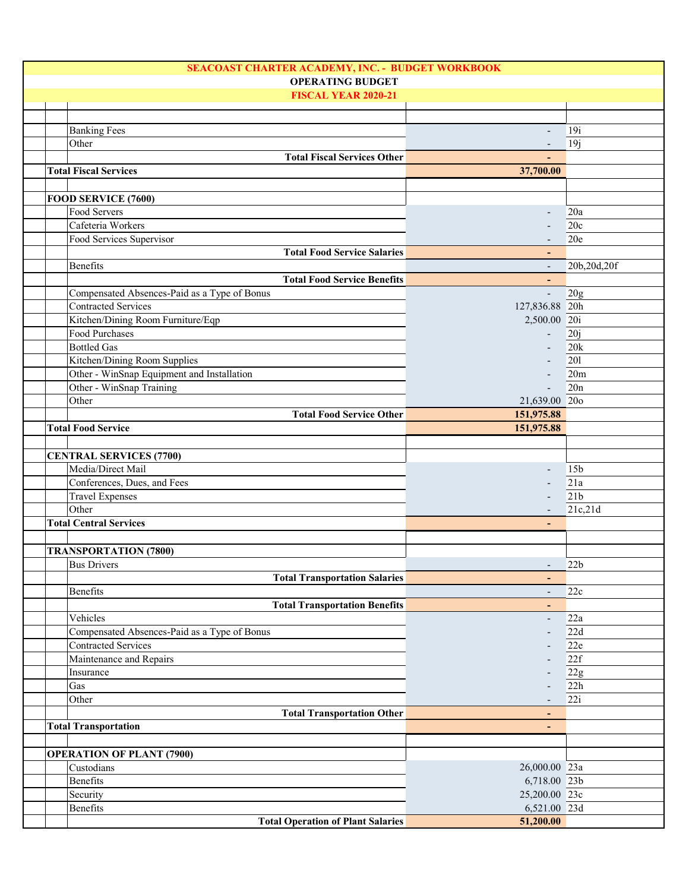**SEACOAST CHARTER ACADEMY, INC. - BUDGET WORKBOOK**

**OPERATING BUDGET**

**FISCAL YEAR 2020-21**

| Item | Amount | Ref |
|---|---|---|
| Banking Fees | - | 19i |
| Other | - | 19j |
| **Total Fiscal Services Other** | **-** | |
| **Total Fiscal Services** | **37,700.00** | |
| | | |
| **FOOD SERVICE (7600)** | | |
| Food Servers | - | 20a |
| Cafeteria Workers | - | 20c |
| Food Services Supervisor | - | 20e |
| **Total Food Service Salaries** | **-** | |
| Benefits | - | 20b,20d,20f |
| **Total Food Service Benefits** | **-** | |
| Compensated Absences-Paid as a Type of Bonus | - | 20g |
| Contracted Services | 127,836.88 | 20h |
| Kitchen/Dining Room Furniture/Eqp | 2,500.00 | 20i |
| Food Purchases | - | 20j |
| Bottled Gas | - | 20k |
| Kitchen/Dining Room Supplies | - | 20l |
| Other - WinSnap Equipment and Installation | - | 20m |
| Other - WinSnap Training | - | 20n |
| Other | 21,639.00 | 20o |
| **Total Food Service Other** | **151,975.88** | |
| **Total Food Service** | **151,975.88** | |
| | | |
| **CENTRAL SERVICES (7700)** | | |
| Media/Direct Mail | - | 15b |
| Conferences, Dues, and Fees | - | 21a |
| Travel Expenses | - | 21b |
| Other | - | 21c,21d |
| **Total Central Services** | **-** | |
| | | |
| **TRANSPORTATION (7800)** | | |
| Bus Drivers | - | 22b |
| **Total Transportation Salaries** | **-** | |
| Benefits | - | 22c |
| **Total Transportation Benefits** | **-** | |
| Vehicles | - | 22a |
| Compensated Absences-Paid as a Type of Bonus | - | 22d |
| Contracted Services | - | 22e |
| Maintenance and Repairs | - | 22f |
| Insurance | - | 22g |
| Gas | - | 22h |
| Other | - | 22i |
| **Total Transportation Other** | **-** | |
| **Total Transportation** | **-** | |
| | | |
| **OPERATION OF PLANT (7900)** | | |
| Custodians | 26,000.00 | 23a |
| Benefits | 6,718.00 | 23b |
| Security | 25,200.00 | 23c |
| Benefits | 6,521.00 | 23d |
| **Total Operation of Plant Salaries** | **51,200.00** | |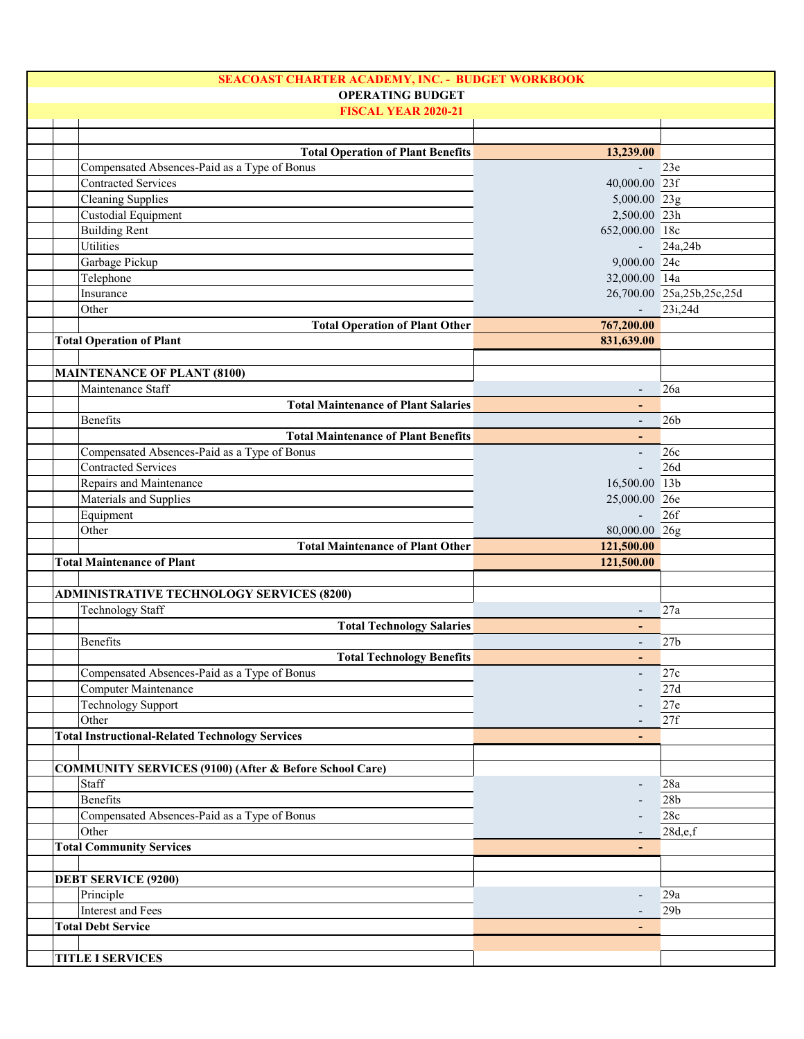# SEACOAST CHARTER ACADEMY, INC. - BUDGET WORKBOOK

## OPERATING BUDGET

## FISCAL YEAR 2020-21

| | | |
|---|---|---|
| **Total Operation of Plant Benefits** | **13,239.00** | |
| Compensated Absences-Paid as a Type of Bonus | - | 23e |
| Contracted Services | 40,000.00 | 23f |
| Cleaning Supplies | 5,000.00 | 23g |
| Custodial Equipment | 2,500.00 | 23h |
| Building Rent | 652,000.00 | 18c |
| Utilities | - | 24a,24b |
| Garbage Pickup | 9,000.00 | 24c |
| Telephone | 32,000.00 | 14a |
| Insurance | 26,700.00 | 25a,25b,25c,25d |
| Other | - | 23i,24d |
| **Total Operation of Plant Other** | **767,200.00** | |
| **Total Operation of Plant** | **831,639.00** | |
| | | |
| **MAINTENANCE OF PLANT (8100)** | | |
| Maintenance Staff | - | 26a |
| **Total Maintenance of Plant Salaries** | **-** | |
| Benefits | - | 26b |
| **Total Maintenance of Plant Benefits** | **-** | |
| Compensated Absences-Paid as a Type of Bonus | - | 26c |
| Contracted Services | - | 26d |
| Repairs and Maintenance | 16,500.00 | 13b |
| Materials and Supplies | 25,000.00 | 26e |
| Equipment | - | 26f |
| Other | 80,000.00 | 26g |
| **Total Maintenance of Plant Other** | **121,500.00** | |
| **Total Maintenance of Plant** | **121,500.00** | |
| | | |
| **ADMINISTRATIVE TECHNOLOGY SERVICES (8200)** | | |
| Technology Staff | - | 27a |
| **Total Technology Salaries** | **-** | |
| Benefits | - | 27b |
| **Total Technology Benefits** | **-** | |
| Compensated Absences-Paid as a Type of Bonus | - | 27c |
| Computer Maintenance | - | 27d |
| Technology Support | - | 27e |
| Other | - | 27f |
| **Total Instructional-Related Technology Services** | **-** | |
| | | |
| **COMMUNITY SERVICES (9100) (After & Before School Care)** | | |
| Staff | - | 28a |
| Benefits | - | 28b |
| Compensated Absences-Paid as a Type of Bonus | - | 28c |
| Other | - | 28d,e,f |
| **Total Community Services** | **-** | |
| | | |
| **DEBT SERVICE (9200)** | | |
| Principle | - | 29a |
| Interest and Fees | - | 29b |
| **Total Debt Service** | **-** | |
| | | |
| **TITLE I SERVICES** | | |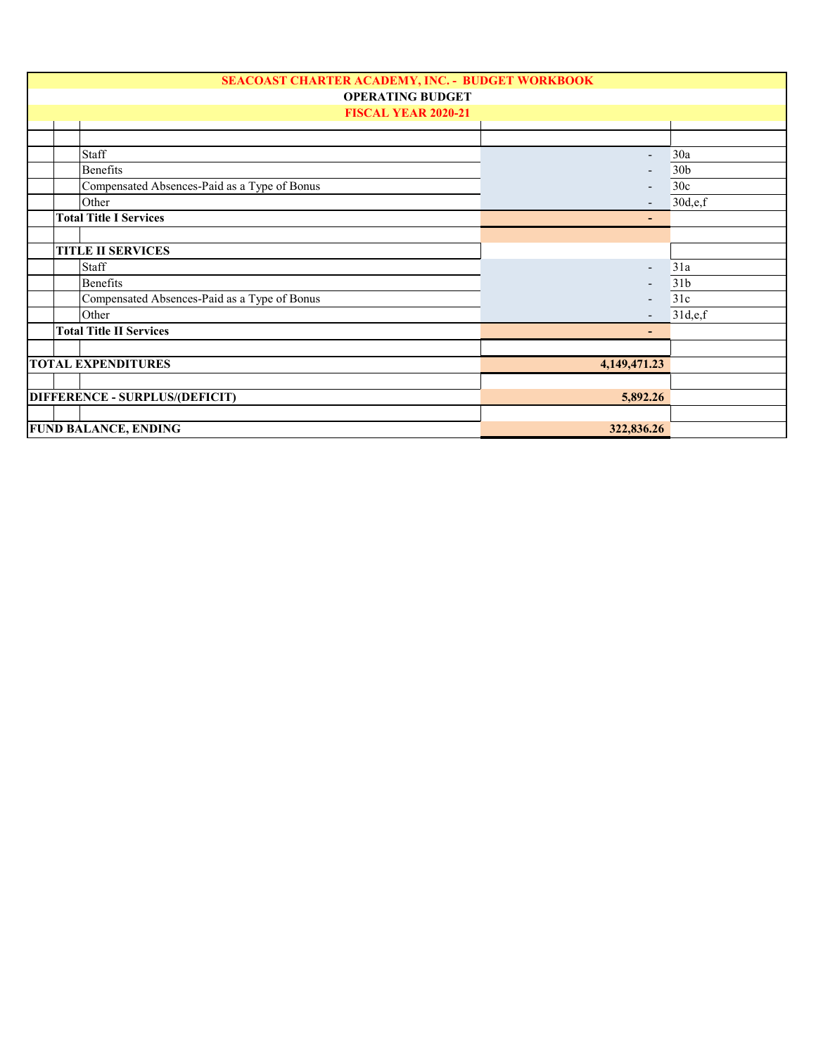**SEACOAST CHARTER ACADEMY, INC. - BUDGET WORKBOOK**

**OPERATING BUDGET**

**FISCAL YEAR 2020-21**

| | | | | |
|---|---|---|---|---|
| | | Staff | - | 30a |
| | | Benefits | - | 30b |
| | | Compensated Absences-Paid as a Type of Bonus | - | 30c |
| | | Other | - | 30d,e,f |
| | **Total Title I Services** | | **-** | |
| | | | | |
| | **TITLE II SERVICES** | | | |
| | | Staff | - | 31a |
| | | Benefits | - | 31b |
| | | Compensated Absences-Paid as a Type of Bonus | - | 31c |
| | | Other | - | 31d,e,f |
| | **Total Title II Services** | | **-** | |
| | | | | |
| **TOTAL EXPENDITURES** | | | **4,149,471.23** | |
| | | | | |
| **DIFFERENCE - SURPLUS/(DEFICIT)** | | | **5,892.26** | |
| | | | | |
| **FUND BALANCE, ENDING** | | | **322,836.26** | |